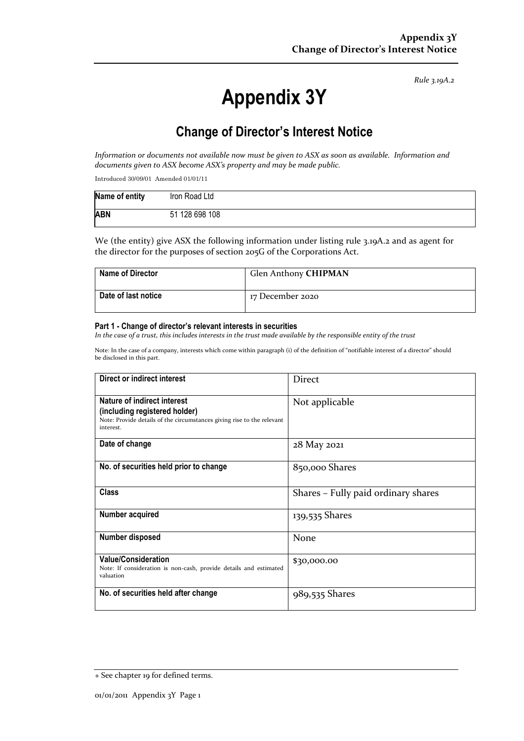*Rule 3.19A.2*

# Appendix 3Y

## Change of Director's Interest Notice

*Information or documents not available now must be given to ASX as soon as available. Information and documents given to ASX become ASX's property and may be made public.*

Introduced 30/09/01 Amended 01/01/11

| Name of entity | Iron Road Ltd |
|---|---|
| ABN | 51 128 698 108 |

We (the entity) give ASX the following information under listing rule 3.19A.2 and as agent for the director for the purposes of section 205G of the Corporations Act.

| Name of Director | Glen Anthony **CHIPMAN** |
|---|---|
| Date of last notice | 17 December 2020 |

### Part 1 - Change of director's relevant interests in securities

*In the case of a trust, this includes interests in the trust made available by the responsible entity of the trust*

Note: In the case of a company, interests which come within paragraph (i) of the definition of "notifiable interest of a director" should be disclosed in this part.

| Direct or indirect interest | Direct |
|---|---|
| **Nature of indirect interest (including registered holder)**<br>Note: Provide details of the circumstances giving rise to the relevant interest. | Not applicable |
| **Date of change** | 28 May 2021 |
| **No. of securities held prior to change** | 850,000 Shares |
| **Class** | Shares – Fully paid ordinary shares |
| **Number acquired** | 139,535 Shares |
| **Number disposed** | None |
| **Value/Consideration**<br>Note: If consideration is non-cash, provide details and estimated valuation | $30,000.00 |
| **No. of securities held after change** | 989,535 Shares |

+ See chapter 19 for defined terms.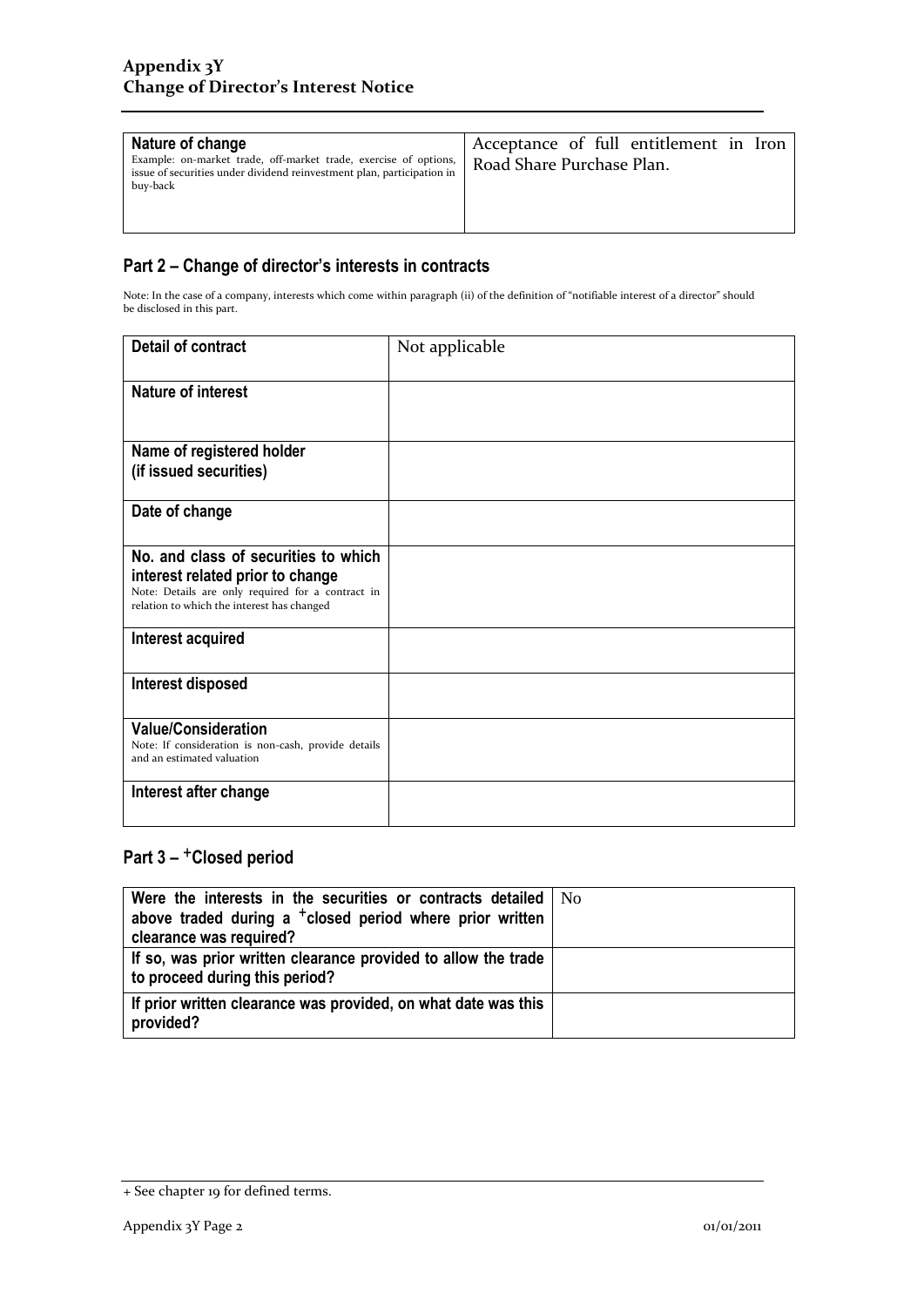## Appendix 3Y
## Change of Director's Interest Notice

| | |
|---|---|
| **Nature of change**<br>Example: on-market trade, off-market trade, exercise of options, issue of securities under dividend reinvestment plan, participation in buy-back | Acceptance of full entitlement in Iron Road Share Purchase Plan. |

## Part 2 – Change of director's interests in contracts

Note: In the case of a company, interests which come within paragraph (ii) of the definition of "notifiable interest of a director" should be disclosed in this part.

| | |
|---|---|
| **Detail of contract** | Not applicable |
| **Nature of interest** | |
| **Name of registered holder (if issued securities)** | |
| **Date of change** | |
| **No. and class of securities to which interest related prior to change**<br>Note: Details are only required for a contract in relation to which the interest has changed | |
| **Interest acquired** | |
| **Interest disposed** | |
| **Value/Consideration**<br>Note: If consideration is non-cash, provide details and an estimated valuation | |
| **Interest after change** | |

## Part 3 – +Closed period

| | |
|---|---|
| **Were the interests in the securities or contracts detailed above traded during a +closed period where prior written clearance was required?** | No |
| **If so, was prior written clearance provided to allow the trade to proceed during this period?** | |
| **If prior written clearance was provided, on what date was this provided?** | |

+ See chapter 19 for defined terms.